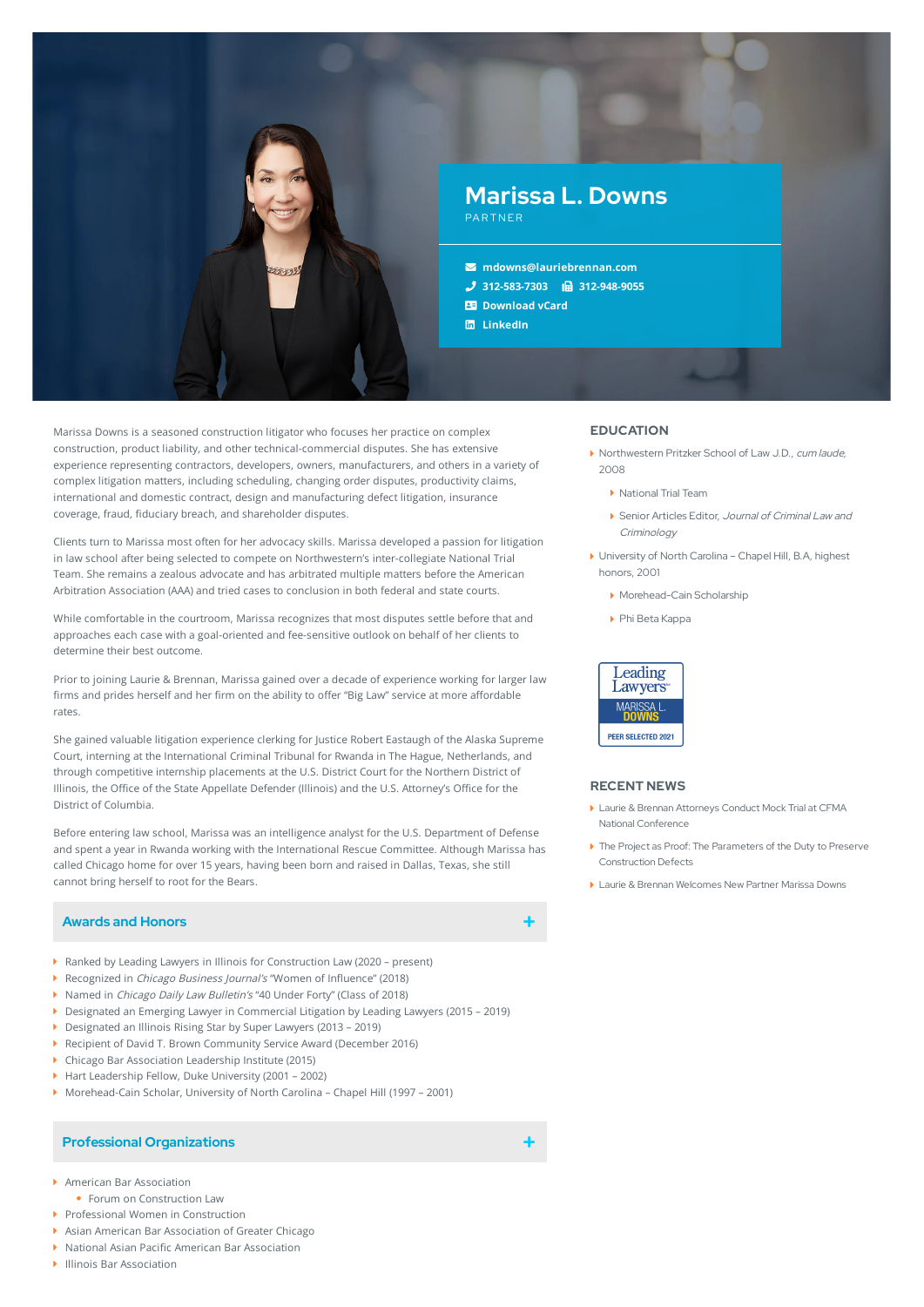# Marissa L. Downs

PARTNER

mdowns@lauriebrennan.com
312-583-7303 312-948-9055
Download vCard
LinkedIn

Marissa Downs is a seasoned construction litigator who focuses her practice on complex construction, product liability, and other technical-commercial disputes. She has extensive experience representing contractors, developers, owners, manufacturers, and others in a variety of complex litigation matters, including scheduling, changing order disputes, productivity claims, international and domestic contract, design and manufacturing defect litigation, insurance coverage, fraud, fiduciary breach, and shareholder disputes.

Clients turn to Marissa most often for her advocacy skills. Marissa developed a passion for litigation in law school after being selected to compete on Northwestern's inter-collegiate National Trial Team. She remains a zealous advocate and has arbitrated multiple matters before the American Arbitration Association (AAA) and tried cases to conclusion in both federal and state courts.

While comfortable in the courtroom, Marissa recognizes that most disputes settle before that and approaches each case with a goal-oriented and fee-sensitive outlook on behalf of her clients to determine their best outcome.

Prior to joining Laurie & Brennan, Marissa gained over a decade of experience working for larger law firms and prides herself and her firm on the ability to offer "Big Law" service at more affordable rates.

She gained valuable litigation experience clerking for Justice Robert Eastaugh of the Alaska Supreme Court, interning at the International Criminal Tribunal for Rwanda in The Hague, Netherlands, and through competitive internship placements at the U.S. District Court for the Northern District of Illinois, the Office of the State Appellate Defender (Illinois) and the U.S. Attorney's Office for the District of Columbia.

Before entering law school, Marissa was an intelligence analyst for the U.S. Department of Defense and spent a year in Rwanda working with the International Rescue Committee. Although Marissa has called Chicago home for over 15 years, having been born and raised in Dallas, Texas, she still cannot bring herself to root for the Bears.

## Awards and Honors

- Ranked by Leading Lawyers in Illinois for Construction Law (2020 – present)
- Recognized in *Chicago Business Journal's* "Women of Influence" (2018)
- Named in *Chicago Daily Law Bulletin's* "40 Under Forty" (Class of 2018)
- Designated an Emerging Lawyer in Commercial Litigation by Leading Lawyers (2015 – 2019)
- Designated an Illinois Rising Star by Super Lawyers (2013 – 2019)
- Recipient of David T. Brown Community Service Award (December 2016)
- Chicago Bar Association Leadership Institute (2015)
- Hart Leadership Fellow, Duke University (2001 – 2002)
- Morehead-Cain Scholar, University of North Carolina – Chapel Hill (1997 – 2001)

## Professional Organizations

- American Bar Association
  - Forum on Construction Law
- Professional Women in Construction
- Asian American Bar Association of Greater Chicago
- National Asian Pacific American Bar Association
- Illinois Bar Association

## EDUCATION

- Northwestern Pritzker School of Law J.D., *cum laude*, 2008
  - National Trial Team
  - Senior Articles Editor, *Journal of Criminal Law and Criminology*
- University of North Carolina – Chapel Hill, B.A, highest honors, 2001
  - Morehead-Cain Scholarship
  - Phi Beta Kappa

Leading Lawyers
MARISSA L. DOWNS
PEER SELECTED 2021

## RECENT NEWS

- Laurie & Brennan Attorneys Conduct Mock Trial at CFMA National Conference
- The Project as Proof: The Parameters of the Duty to Preserve Construction Defects
- Laurie & Brennan Welcomes New Partner Marissa Downs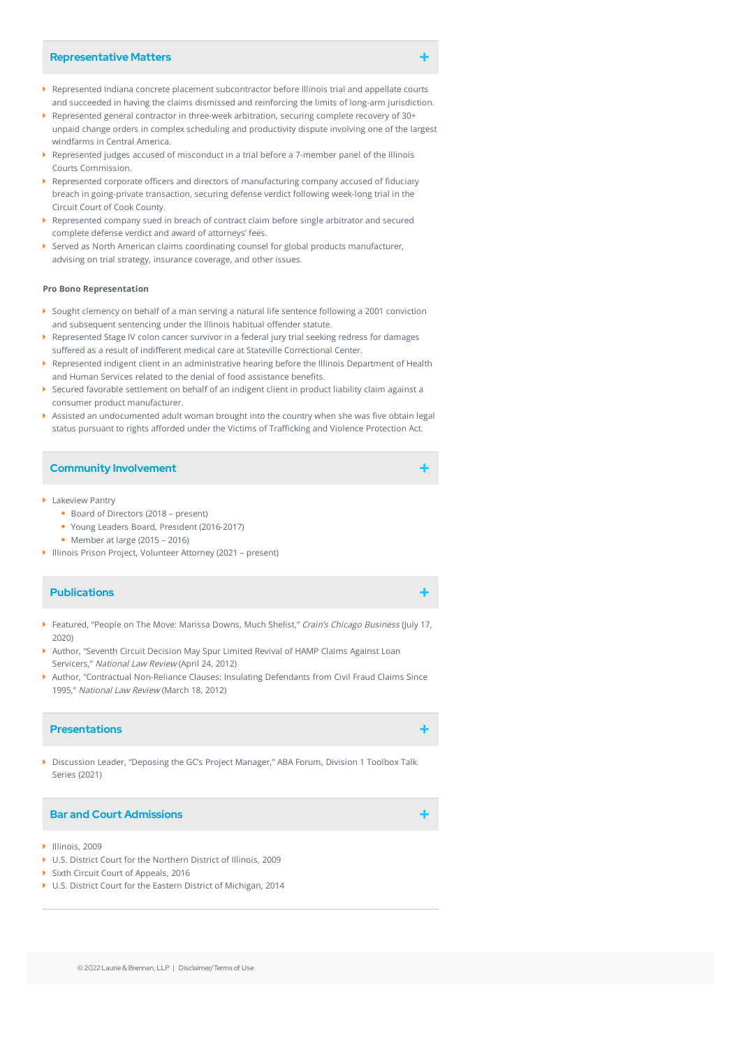## Representative Matters

- Represented Indiana concrete placement subcontractor before Illinois trial and appellate courts and succeeded in having the claims dismissed and reinforcing the limits of long-arm jurisdiction.
- Represented general contractor in three-week arbitration, securing complete recovery of 30+ unpaid change orders in complex scheduling and productivity dispute involving one of the largest windfarms in Central America.
- Represented judges accused of misconduct in a trial before a 7-member panel of the Illinois Courts Commission.
- Represented corporate officers and directors of manufacturing company accused of fiduciary breach in going-private transaction, securing defense verdict following week-long trial in the Circuit Court of Cook County.
- Represented company sued in breach of contract claim before single arbitrator and secured complete defense verdict and award of attorneys' fees.
- Served as North American claims coordinating counsel for global products manufacturer, advising on trial strategy, insurance coverage, and other issues.

**Pro Bono Representation**

- Sought clemency on behalf of a man serving a natural life sentence following a 2001 conviction and subsequent sentencing under the Illinois habitual offender statute.
- Represented Stage IV colon cancer survivor in a federal jury trial seeking redress for damages suffered as a result of indifferent medical care at Stateville Correctional Center.
- Represented indigent client in an administrative hearing before the Illinois Department of Health and Human Services related to the denial of food assistance benefits.
- Secured favorable settlement on behalf of an indigent client in product liability claim against a consumer product manufacturer.
- Assisted an undocumented adult woman brought into the country when she was five obtain legal status pursuant to rights afforded under the Victims of Trafficking and Violence Protection Act.

## Community Involvement

- Lakeview Pantry
  - Board of Directors (2018 – present)
  - Young Leaders Board, President (2016-2017)
  - Member at large (2015 – 2016)
- Illinois Prison Project, Volunteer Attorney (2021 – present)

## Publications

- Featured, "People on The Move: Marissa Downs, Much Shelist," *Crain's Chicago Business* (July 17, 2020)
- Author, "Seventh Circuit Decision May Spur Limited Revival of HAMP Claims Against Loan Servicers," *National Law Review* (April 24, 2012)
- Author, "Contractual Non-Reliance Clauses: Insulating Defendants from Civil Fraud Claims Since 1995," *National Law Review* (March 18, 2012)

## Presentations

- Discussion Leader, "Deposing the GC's Project Manager," ABA Forum, Division 1 Toolbox Talk Series (2021)

## Bar and Court Admissions

- Illinois, 2009
- U.S. District Court for the Northern District of Illinois, 2009
- Sixth Circuit Court of Appeals, 2016
- U.S. District Court for the Eastern District of Michigan, 2014

© 2022 Laurie & Brennan, LLP | Disclaimer/Terms of Use